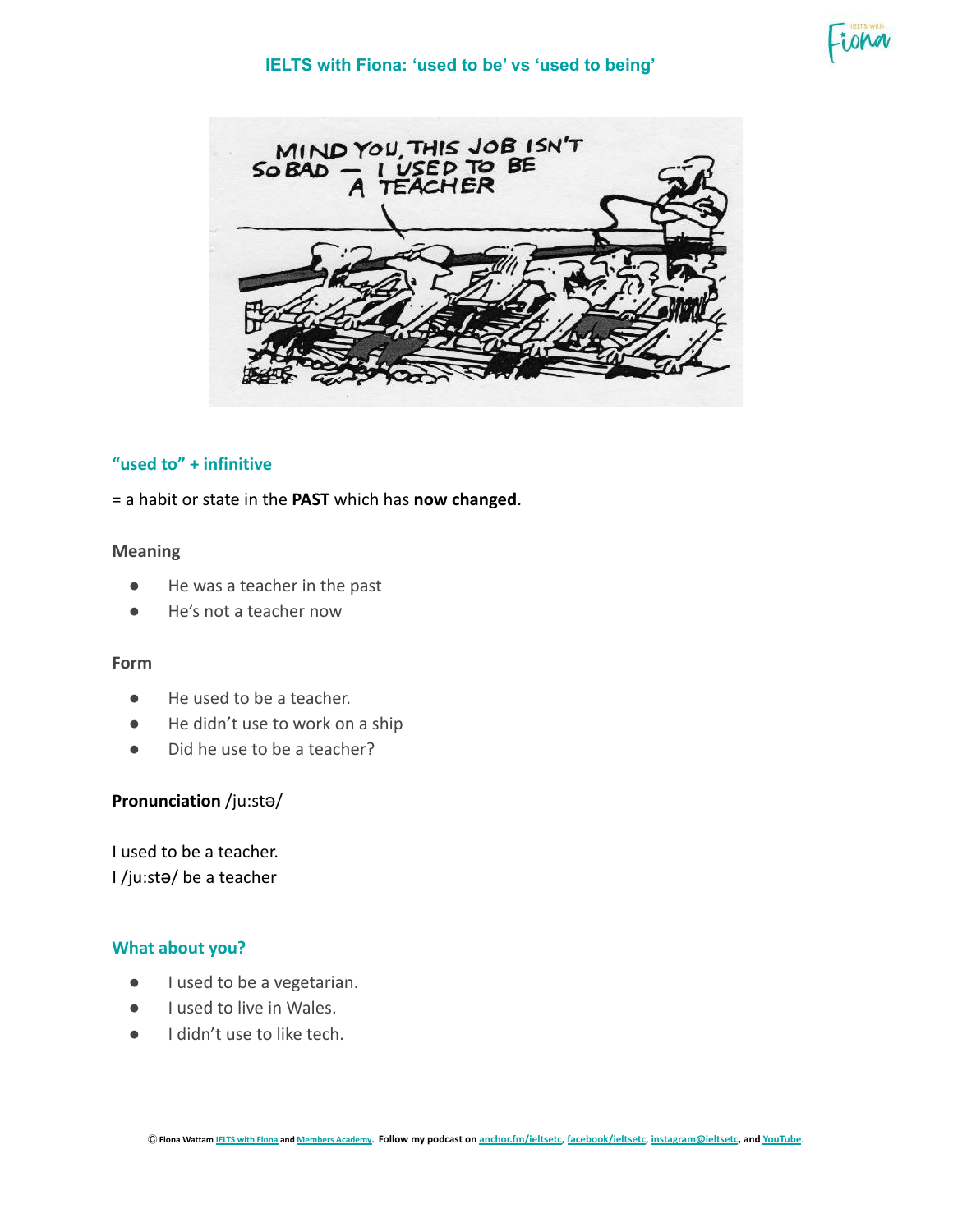# IELTS with Fiona: 'used to be' vs 'used to being'

## "used to" + infinitive

= a habit or state in the **PAST** which has **now changed**.

### Meaning

- He was a teacher in the past
- He's not a teacher now

### Form

- He used to be a teacher.
- He didn't use to work on a ship
- Did he use to be a teacher?

**Pronunciation** /ju:stə/

I used to be a teacher.
I /ju:stə/ be a teacher

## What about you?

- I used to be a vegetarian.
- I used to live in Wales.
- I didn't use to like tech.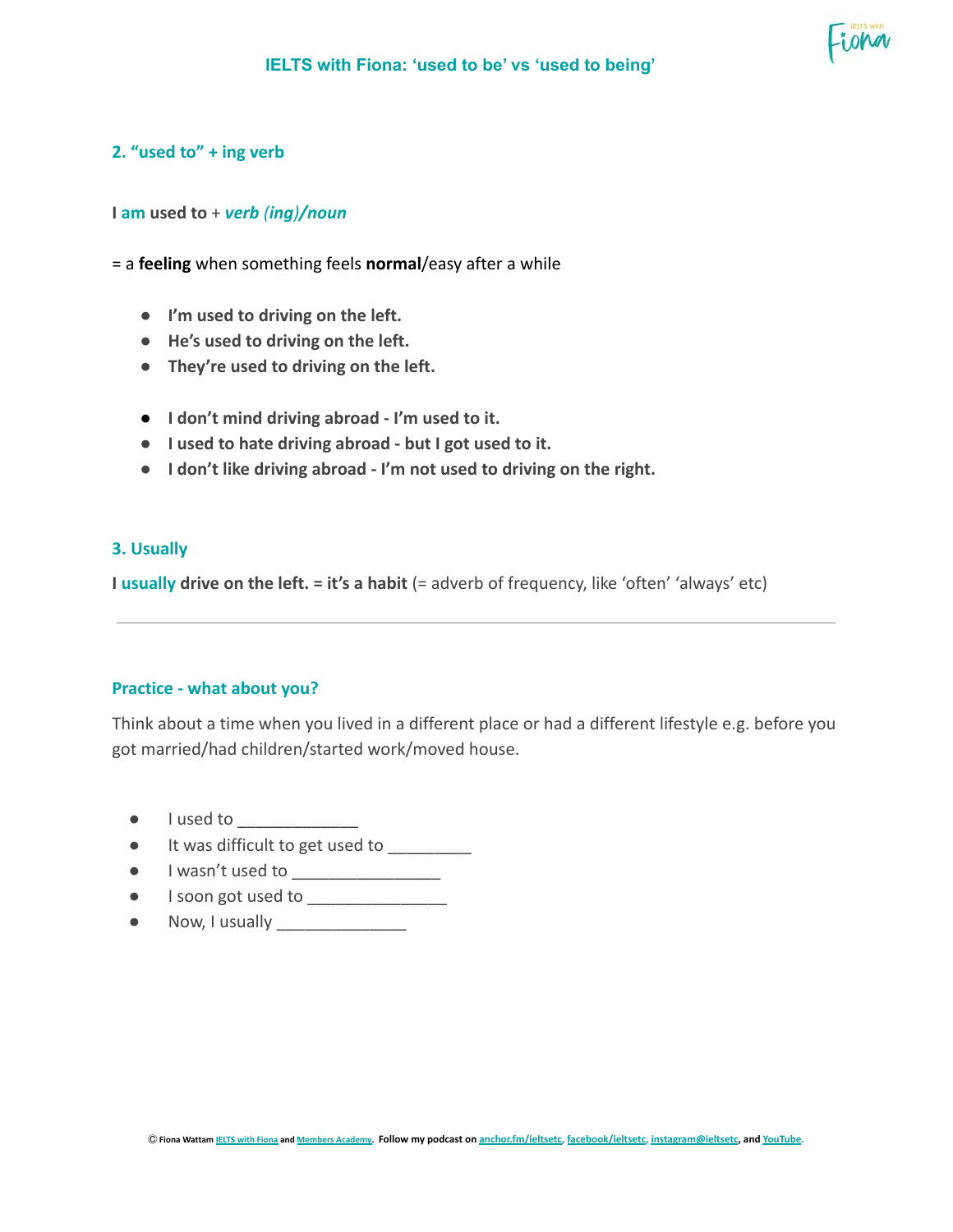## 2. “used to” + ing verb

**I am used to** + ***verb (ing)/noun***

= a **feeling** when something feels **normal**/easy after a while

- **I’m used to driving on the left.**
- **He’s used to driving on the left.**
- **They’re used to driving on the left.**

- **I don’t mind driving abroad - I’m used to it.**
- **I used to hate driving abroad - but I got used to it.**
- **I don’t like driving abroad - I’m not used to driving on the right.**

## 3. Usually

**I usually drive on the left. = it’s a habit** (= adverb of frequency, like ‘often’ ‘always’ etc)

---

## Practice - what about you?

Think about a time when you lived in a different place or had a different lifestyle e.g. before you got married/had children/started work/moved house.

- I used to _____________
- It was difficult to get used to _________
- I wasn’t used to ________________
- I soon got used to _______________
- Now, I usually ______________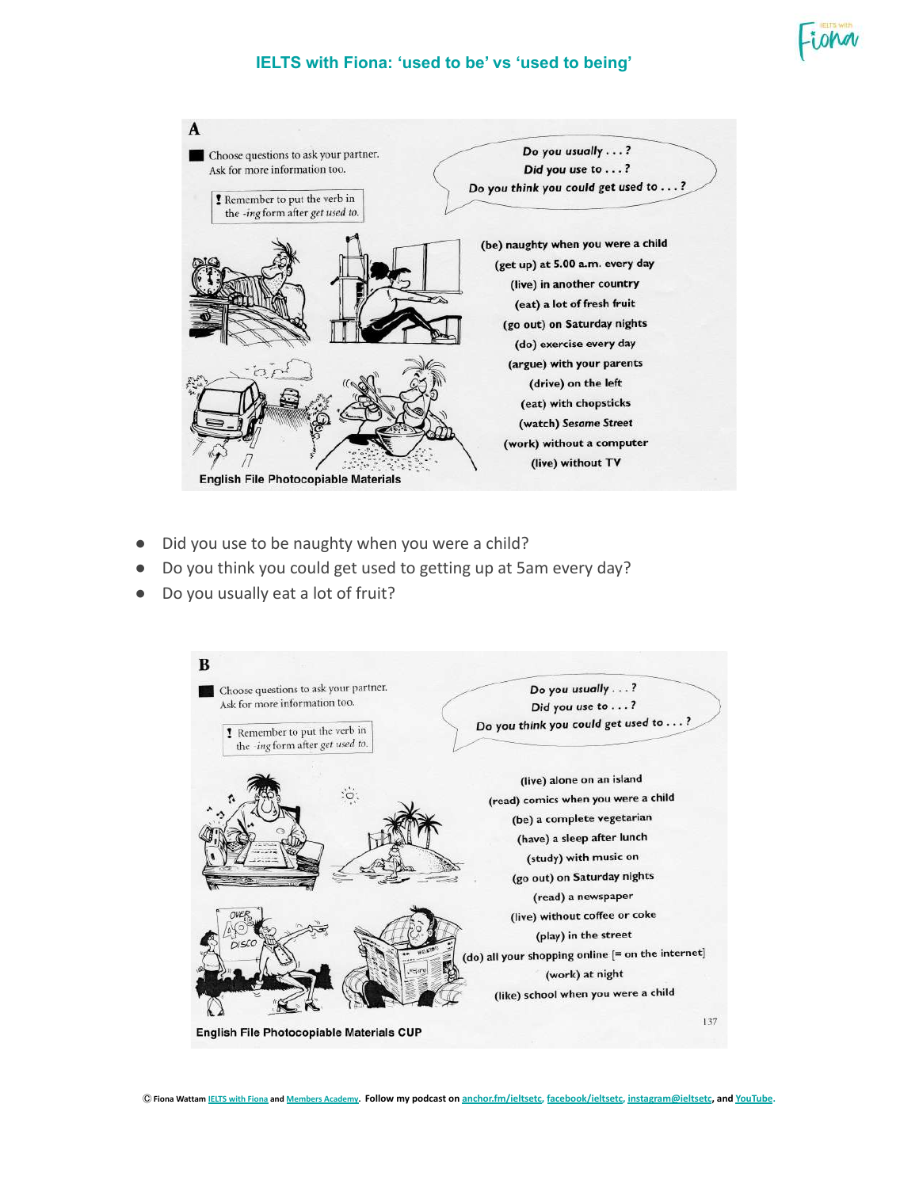## IELTS with Fiona: 'used to be' vs 'used to being'

**A**

Choose questions to ask your partner. Ask for more information too.

! Remember to put the verb in the *-ing* form after *get used to*.

*Do you usually . . . ?*
*Did you use to . . . ?*
*Do you think you could get used to . . . ?*

(be) naughty when you were a child
(get up) at 5.00 a.m. every day
(live) in another country
(eat) a lot of fresh fruit
(go out) on Saturday nights
(do) exercise every day
(argue) with your parents
(drive) on the left
(eat) with chopsticks
(watch) *Sesame Street*
(work) without a computer
(live) without TV

English File Photocopiable Materials

- Did you use to be naughty when you were a child?
- Do you think you could get used to getting up at 5am every day?
- Do you usually eat a lot of fruit?

**B**

Choose questions to ask your partner. Ask for more information too.

! Remember to put the verb in the *-ing* form after *get used to*.

*Do you usually . . . ?*
*Did you use to . . . ?*
*Do you think you could get used to . . . ?*

(live) alone on an island
(read) comics when you were a child
(be) a complete vegetarian
(have) a sleep after lunch
(study) with music on
(go out) on Saturday nights
(read) a newspaper
(live) without coffee or coke
(play) in the street
(do) all your shopping online [= on the internet]
(work) at night
(like) school when you were a child

English File Photocopiable Materials CUP

© Fiona Wattam IELTS with Fiona and Members Academy. Follow my podcast on anchor.fm/ieltsetc, facebook/ieltsetc, instagram@ieltsetc, and YouTube.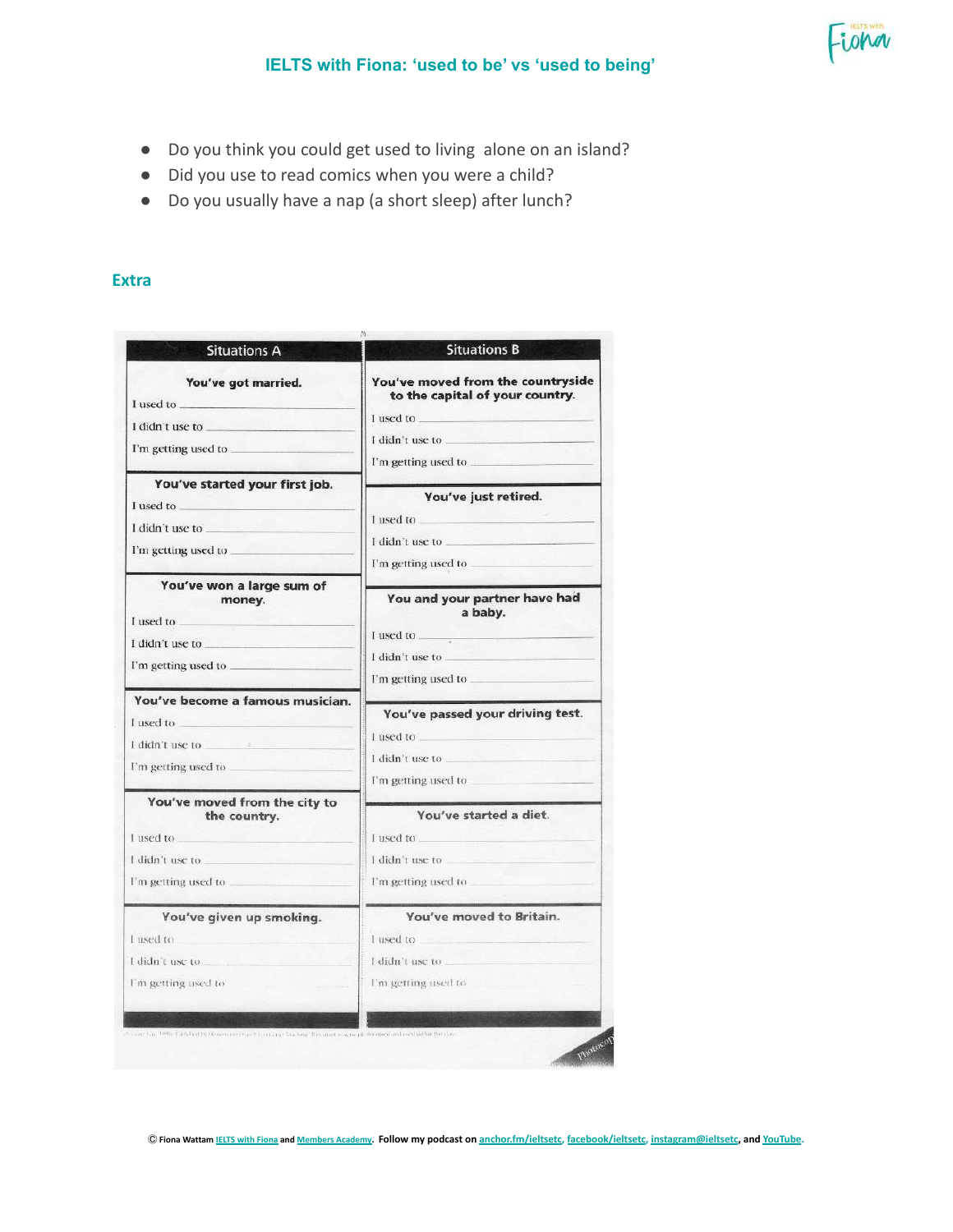- Do you think you could get used to living alone on an island?
- Did you use to read comics when you were a child?
- Do you usually have a nap (a short sleep) after lunch?

## Extra

| Situations A | Situations B |
| --- | --- |
| **You've got married.**<br>I used to \_\_\_\_\_\_\_\_<br>I didn't use to \_\_\_\_\_\_\_\_<br>I'm getting used to \_\_\_\_\_\_\_\_ | **You've moved from the countryside to the capital of your country.**<br>I used to \_\_\_\_\_\_\_\_<br>I didn't use to \_\_\_\_\_\_\_\_<br>I'm getting used to \_\_\_\_\_\_\_\_ |
| **You've started your first job.**<br>I used to \_\_\_\_\_\_\_\_<br>I didn't use to \_\_\_\_\_\_\_\_<br>I'm getting used to \_\_\_\_\_\_\_\_ | **You've just retired.**<br>I used to \_\_\_\_\_\_\_\_<br>I didn't use to \_\_\_\_\_\_\_\_<br>I'm getting used to \_\_\_\_\_\_\_\_ |
| **You've won a large sum of money.**<br>I used to \_\_\_\_\_\_\_\_<br>I didn't use to \_\_\_\_\_\_\_\_<br>I'm getting used to \_\_\_\_\_\_\_\_ | **You and your partner have had a baby.**<br>I used to \_\_\_\_\_\_\_\_<br>I didn't use to \_\_\_\_\_\_\_\_<br>I'm getting used to \_\_\_\_\_\_\_\_ |
| **You've become a famous musician.**<br>I used to \_\_\_\_\_\_\_\_<br>I didn't use to \_\_\_\_\_\_\_\_<br>I'm getting used to \_\_\_\_\_\_\_\_ | **You've passed your driving test.**<br>I used to \_\_\_\_\_\_\_\_<br>I didn't use to \_\_\_\_\_\_\_\_<br>I'm getting used to \_\_\_\_\_\_\_\_ |
| **You've moved from the city to the country.**<br>I used to \_\_\_\_\_\_\_\_<br>I didn't use to \_\_\_\_\_\_\_\_<br>I'm getting used to \_\_\_\_\_\_\_\_ | **You've started a diet.**<br>I used to \_\_\_\_\_\_\_\_<br>I didn't use to \_\_\_\_\_\_\_\_<br>I'm getting used to \_\_\_\_\_\_\_\_ |
| **You've given up smoking.**<br>I used to \_\_\_\_\_\_\_\_<br>I didn't use to \_\_\_\_\_\_\_\_<br>I'm getting used to \_\_\_\_\_\_\_\_ | **You've moved to Britain.**<br>I used to \_\_\_\_\_\_\_\_<br>I didn't use to \_\_\_\_\_\_\_\_<br>I'm getting used to \_\_\_\_\_\_\_\_ |